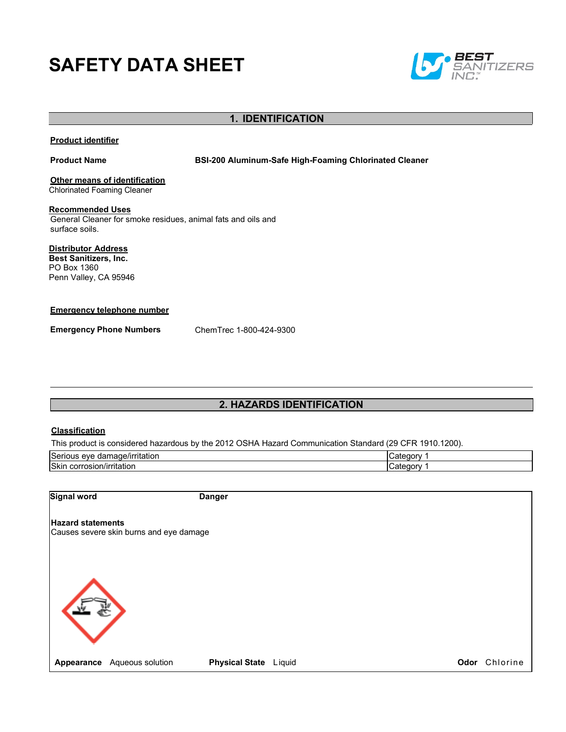# SAFETY DATA SHEET

BEST SANITIZERS INC.™

## 1. IDENTIFICATION

**Product identifier**

**Product Name** BSI-200 Aluminum-Safe High-Foaming Chlorinated Cleaner

**Other means of identification**
Chlorinated Foaming Cleaner

**Recommended Uses**
General Cleaner for smoke residues, animal fats and oils and surface soils.

**Distributor Address**
**Best Sanitizers, Inc.**
PO Box 1360
Penn Valley, CA 95946

**Emergency telephone number**

**Emergency Phone Numbers** ChemTrec 1-800-424-9300

## 2. HAZARDS IDENTIFICATION

**Classification**

This product is considered hazardous by the 2012 OSHA Hazard Communication Standard (29 CFR 1910.1200).

| Hazard | Category |
|---|---|
| Serious eye damage/irritation | Category 1 |
| Skin corrosion/irritation | Category 1 |

**Signal word** Danger

**Hazard statements**
Causes severe skin burns and eye damage

**Appearance** Aqueous solution **Physical State** Liquid **Odor** Chlorine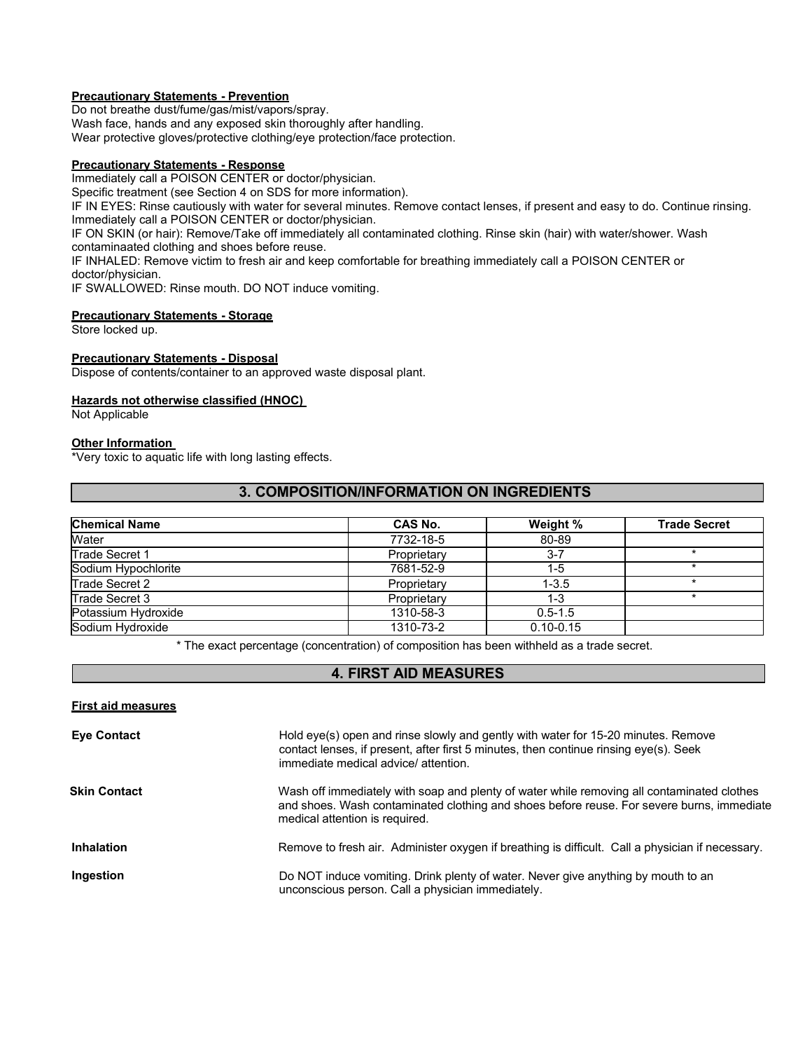**Precautionary Statements - Prevention**

Do not breathe dust/fume/gas/mist/vapors/spray.
Wash face, hands and any exposed skin thoroughly after handling.
Wear protective gloves/protective clothing/eye protection/face protection.

**Precautionary Statements - Response**

Immediately call a POISON CENTER or doctor/physician.
Specific treatment (see Section 4 on SDS for more information).
IF IN EYES: Rinse cautiously with water for several minutes. Remove contact lenses, if present and easy to do. Continue rinsing. Immediately call a POISON CENTER or doctor/physician.
IF ON SKIN (or hair): Remove/Take off immediately all contaminated clothing. Rinse skin (hair) with water/shower. Wash contaminaated clothing and shoes before reuse.
IF INHALED: Remove victim to fresh air and keep comfortable for breathing immediately call a POISON CENTER or doctor/physician.
IF SWALLOWED: Rinse mouth. DO NOT induce vomiting.

**Precautionary Statements - Storage**

Store locked up.

**Precautionary Statements - Disposal**

Dispose of contents/container to an approved waste disposal plant.

**Hazards not otherwise classified (HNOC)**

Not Applicable

**Other Information**

*Very toxic to aquatic life with long lasting effects.

## 3. COMPOSITION/INFORMATION ON INGREDIENTS

| Chemical Name | CAS No. | Weight % | Trade Secret |
|---|---|---|---|
| Water | 7732-18-5 | 80-89 | |
| Trade Secret 1 | Proprietary | 3-7 | * |
| Sodium Hypochlorite | 7681-52-9 | 1-5 | * |
| Trade Secret 2 | Proprietary | 1-3.5 | * |
| Trade Secret 3 | Proprietary | 1-3 | * |
| Potassium Hydroxide | 1310-58-3 | 0.5-1.5 | |
| Sodium Hydroxide | 1310-73-2 | 0.10-0.15 | |

* The exact percentage (concentration) of composition has been withheld as a trade secret.

## 4. FIRST AID MEASURES

**First aid measures**

**Eye Contact** Hold eye(s) open and rinse slowly and gently with water for 15-20 minutes. Remove contact lenses, if present, after first 5 minutes, then continue rinsing eye(s). Seek immediate medical advice/ attention.

**Skin Contact** Wash off immediately with soap and plenty of water while removing all contaminated clothes and shoes. Wash contaminated clothing and shoes before reuse. For severe burns, immediate medical attention is required.

**Inhalation** Remove to fresh air. Administer oxygen if breathing is difficult. Call a physician if necessary.

**Ingestion** Do NOT induce vomiting. Drink plenty of water. Never give anything by mouth to an unconscious person. Call a physician immediately.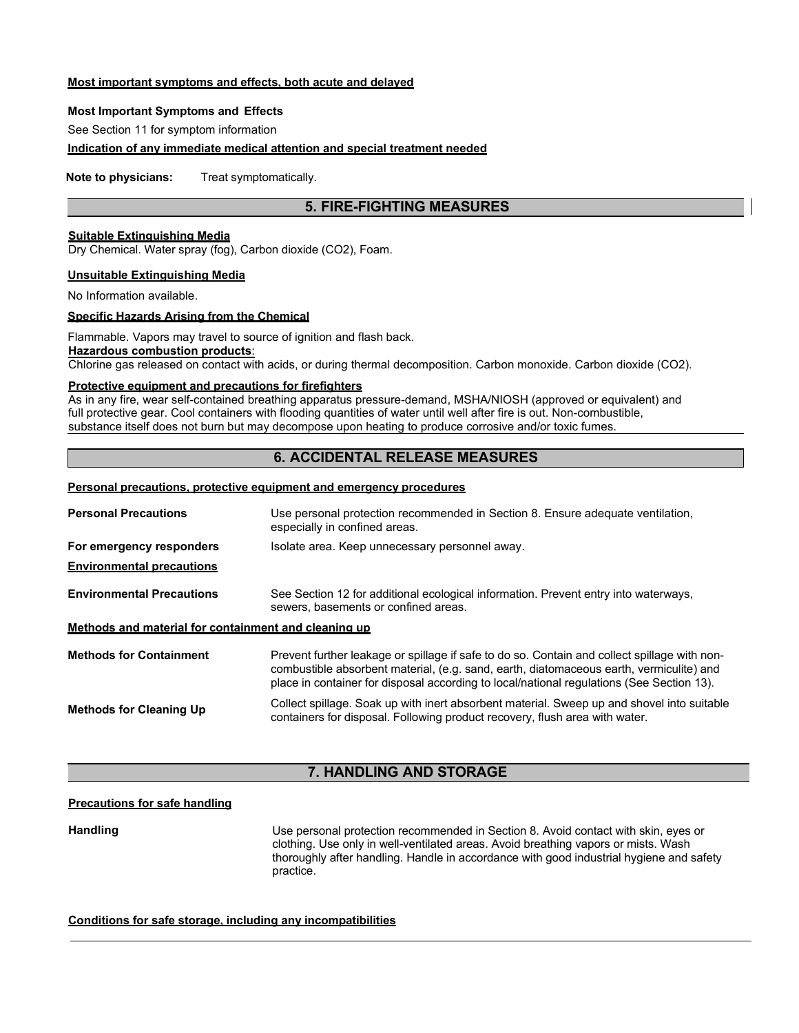**Most important symptoms and effects, both acute and delayed**

**Most Important Symptoms and Effects**

See Section 11 for symptom information

**Indication of any immediate medical attention and special treatment needed**

**Note to physicians:** Treat symptomatically.

## 5. FIRE-FIGHTING MEASURES

**Suitable Extinguishing Media**

Dry Chemical. Water spray (fog), Carbon dioxide (CO2), Foam.

**Unsuitable Extinguishing Media**

No Information available.

**Specific Hazards Arising from the Chemical**

Flammable. Vapors may travel to source of ignition and flash back.

**Hazardous combustion products**:

Chlorine gas released on contact with acids, or during thermal decomposition. Carbon monoxide. Carbon dioxide (CO2).

**Protective equipment and precautions for firefighters**

As in any fire, wear self-contained breathing apparatus pressure-demand, MSHA/NIOSH (approved or equivalent) and full protective gear. Cool containers with flooding quantities of water until well after fire is out. Non-combustible, substance itself does not burn but may decompose upon heating to produce corrosive and/or toxic fumes.

## 6. ACCIDENTAL RELEASE MEASURES

**Personal precautions, protective equipment and emergency procedures**

**Personal Precautions** Use personal protection recommended in Section 8. Ensure adequate ventilation, especially in confined areas.

**For emergency responders** Isolate area. Keep unnecessary personnel away.

**Environmental precautions**

**Environmental Precautions** See Section 12 for additional ecological information. Prevent entry into waterways, sewers, basements or confined areas.

**Methods and material for containment and cleaning up**

**Methods for Containment** Prevent further leakage or spillage if safe to do so. Contain and collect spillage with non-combustible absorbent material, (e.g. sand, earth, diatomaceous earth, vermiculite) and place in container for disposal according to local/national regulations (See Section 13).

**Methods for Cleaning Up** Collect spillage. Soak up with inert absorbent material. Sweep up and shovel into suitable containers for disposal. Following product recovery, flush area with water.

## 7. HANDLING AND STORAGE

**Precautions for safe handling**

**Handling** Use personal protection recommended in Section 8. Avoid contact with skin, eyes or clothing. Use only in well-ventilated areas. Avoid breathing vapors or mists. Wash thoroughly after handling. Handle in accordance with good industrial hygiene and safety practice.

**Conditions for safe storage, including any incompatibilities**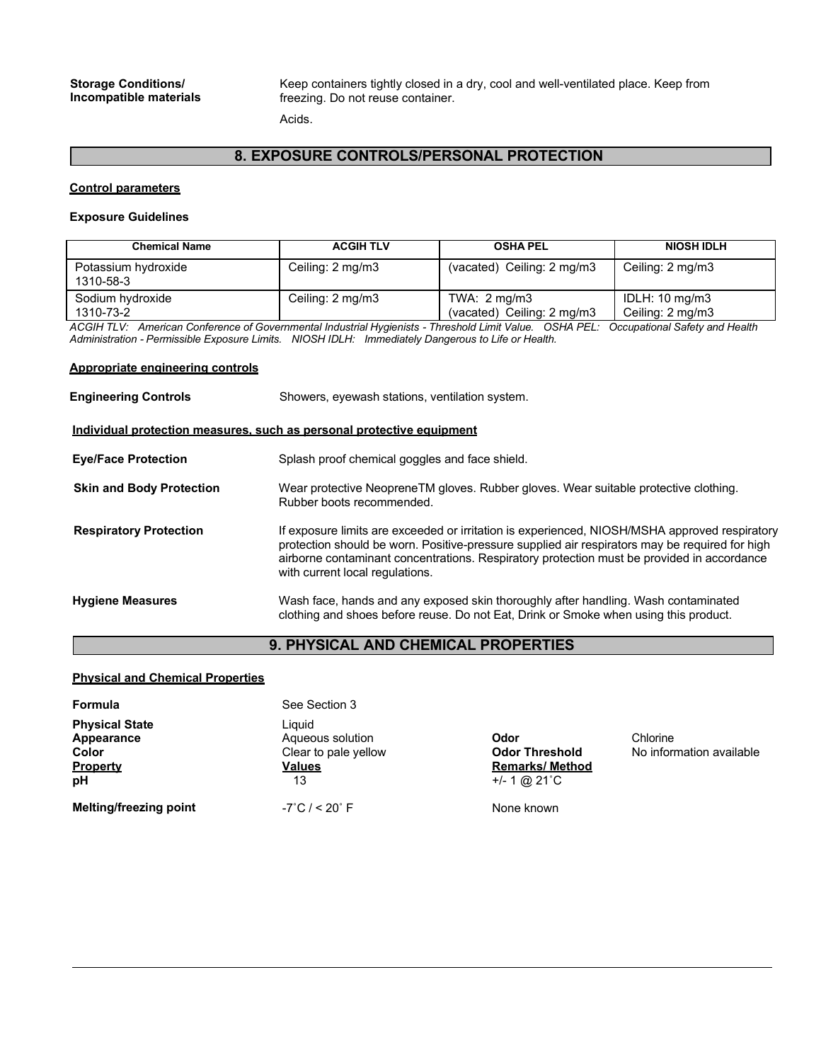**Storage Conditions/ Incompatible materials**

Keep containers tightly closed in a dry, cool and well-ventilated place. Keep from freezing. Do not reuse container.

Acids.

## 8. EXPOSURE CONTROLS/PERSONAL PROTECTION

**Control parameters**

**Exposure Guidelines**

| Chemical Name | ACGIH TLV | OSHA PEL | NIOSH IDLH |
|---|---|---|---|
| Potassium hydroxide 1310-58-3 | Ceiling: 2 mg/m3 | (vacated) Ceiling: 2 mg/m3 | Ceiling: 2 mg/m3 |
| Sodium hydroxide 1310-73-2 | Ceiling: 2 mg/m3 | TWA: 2 mg/m3 (vacated) Ceiling: 2 mg/m3 | IDLH: 10 mg/m3 Ceiling: 2 mg/m3 |

*ACGIH TLV: American Conference of Governmental Industrial Hygienists - Threshold Limit Value. OSHA PEL: Occupational Safety and Health Administration - Permissible Exposure Limits. NIOSH IDLH: Immediately Dangerous to Life or Health.*

**Appropriate engineering controls**

**Engineering Controls** Showers, eyewash stations, ventilation system.

**Individual protection measures, such as personal protective equipment**

**Eye/Face Protection** Splash proof chemical goggles and face shield.

**Skin and Body Protection** Wear protective NeopreneTM gloves. Rubber gloves. Wear suitable protective clothing. Rubber boots recommended.

**Respiratory Protection** If exposure limits are exceeded or irritation is experienced, NIOSH/MSHA approved respiratory protection should be worn. Positive-pressure supplied air respirators may be required for high airborne contaminant concentrations. Respiratory protection must be provided in accordance with current local regulations.

**Hygiene Measures** Wash face, hands and any exposed skin thoroughly after handling. Wash contaminated clothing and shoes before reuse. Do not Eat, Drink or Smoke when using this product.

## 9. PHYSICAL AND CHEMICAL PROPERTIES

**Physical and Chemical Properties**

**Formula** See Section 3

**Physical State** Liquid

**Appearance** Aqueous solution

**Odor** Chlorine

**Color** Clear to pale yellow

**Odor Threshold** No information available

| Property | Values | Remarks/ Method |
|---|---|---|
| **pH** | 13 | +/- 1 @ 21˚C |
| **Melting/freezing point** | -7˚C / < 20˚ F | None known |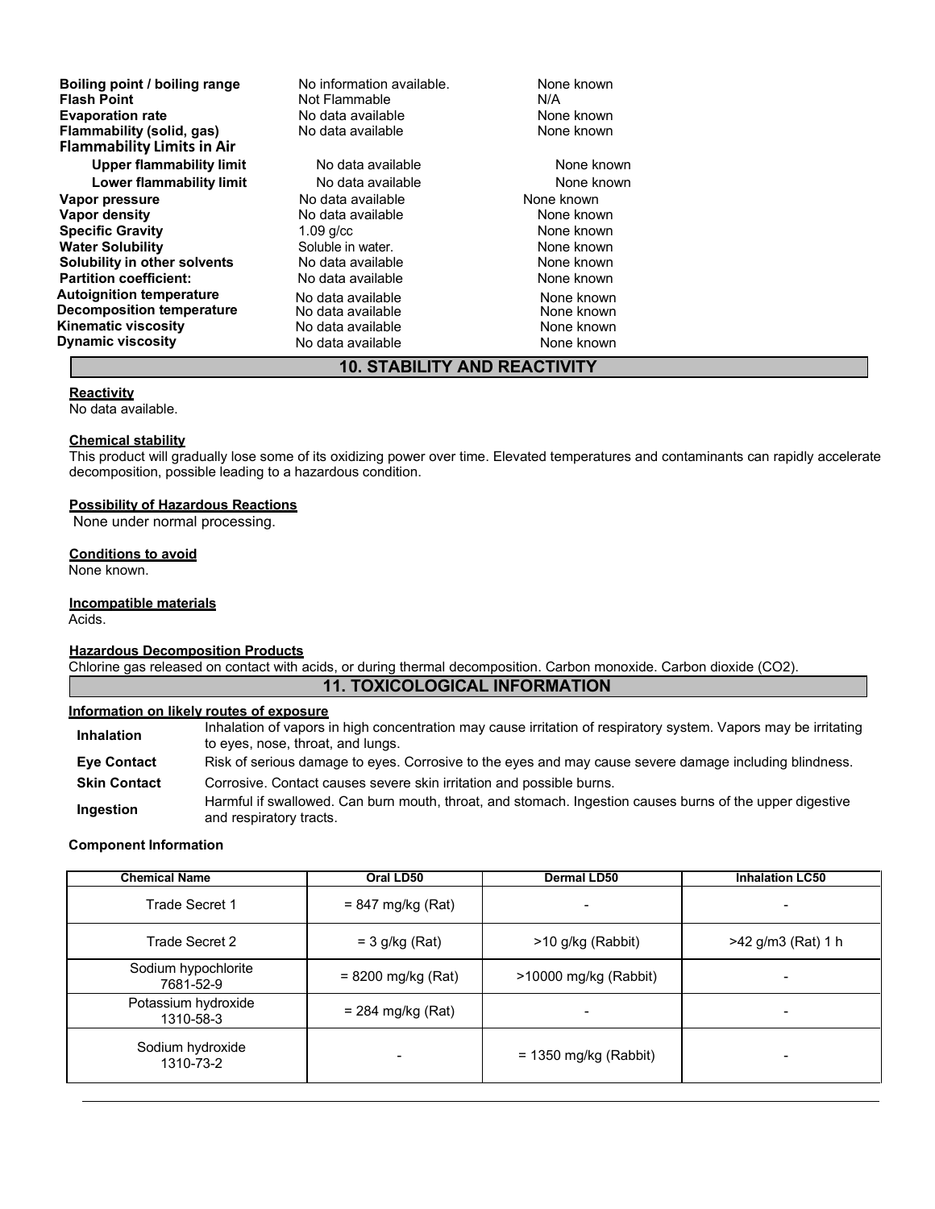| | | |
|---|---|---|
| **Boiling point / boiling range** | No information available. | None known |
| **Flash Point** | Not Flammable | N/A |
| **Evaporation rate** | No data available | None known |
| **Flammability (solid, gas)** | No data available | None known |
| **Flammability Limits in Air** | | |
| **Upper flammability limit** | No data available | None known |
| **Lower flammability limit** | No data available | None known |
| **Vapor pressure** | No data available | None known |
| **Vapor density** | No data available | None known |
| **Specific Gravity** | 1.09 g/cc | None known |
| **Water Solubility** | Soluble in water. | None known |
| **Solubility in other solvents** | No data available | None known |
| **Partition coefficient:** | No data available | None known |
| **Autoignition temperature** | No data available | None known |
| **Decomposition temperature** | No data available | None known |
| **Kinematic viscosity** | No data available | None known |
| **Dynamic viscosity** | No data available | None known |

## 10. STABILITY AND REACTIVITY

**Reactivity**

No data available.

**Chemical stability**

This product will gradually lose some of its oxidizing power over time. Elevated temperatures and contaminants can rapidly accelerate decomposition, possible leading to a hazardous condition.

**Possibility of Hazardous Reactions**

None under normal processing.

**Conditions to avoid**

None known.

**Incompatible materials**

Acids.

**Hazardous Decomposition Products**

Chlorine gas released on contact with acids, or during thermal decomposition. Carbon monoxide. Carbon dioxide ($CO_2$).

## 11. TOXICOLOGICAL INFORMATION

**Information on likely routes of exposure**

| | |
|---|---|
| **Inhalation** | Inhalation of vapors in high concentration may cause irritation of respiratory system. Vapors may be irritating to eyes, nose, throat, and lungs. |
| **Eye Contact** | Risk of serious damage to eyes. Corrosive to the eyes and may cause severe damage including blindness. |
| **Skin Contact** | Corrosive. Contact causes severe skin irritation and possible burns. |
| **Ingestion** | Harmful if swallowed. Can burn mouth, throat, and stomach. Ingestion causes burns of the upper digestive and respiratory tracts. |

**Component Information**

| Chemical Name | Oral LD50 | Dermal LD50 | Inhalation LC50 |
|---|---|---|---|
| Trade Secret 1 | = 847 mg/kg (Rat) | - | - |
| Trade Secret 2 | = 3 g/kg (Rat) | >10 g/kg (Rabbit) | >42 g/m3 (Rat) 1 h |
| Sodium hypochlorite 7681-52-9 | = 8200 mg/kg (Rat) | >10000 mg/kg (Rabbit) | - |
| Potassium hydroxide 1310-58-3 | = 284 mg/kg (Rat) | - | - |
| Sodium hydroxide 1310-73-2 | - | = 1350 mg/kg (Rabbit) | - |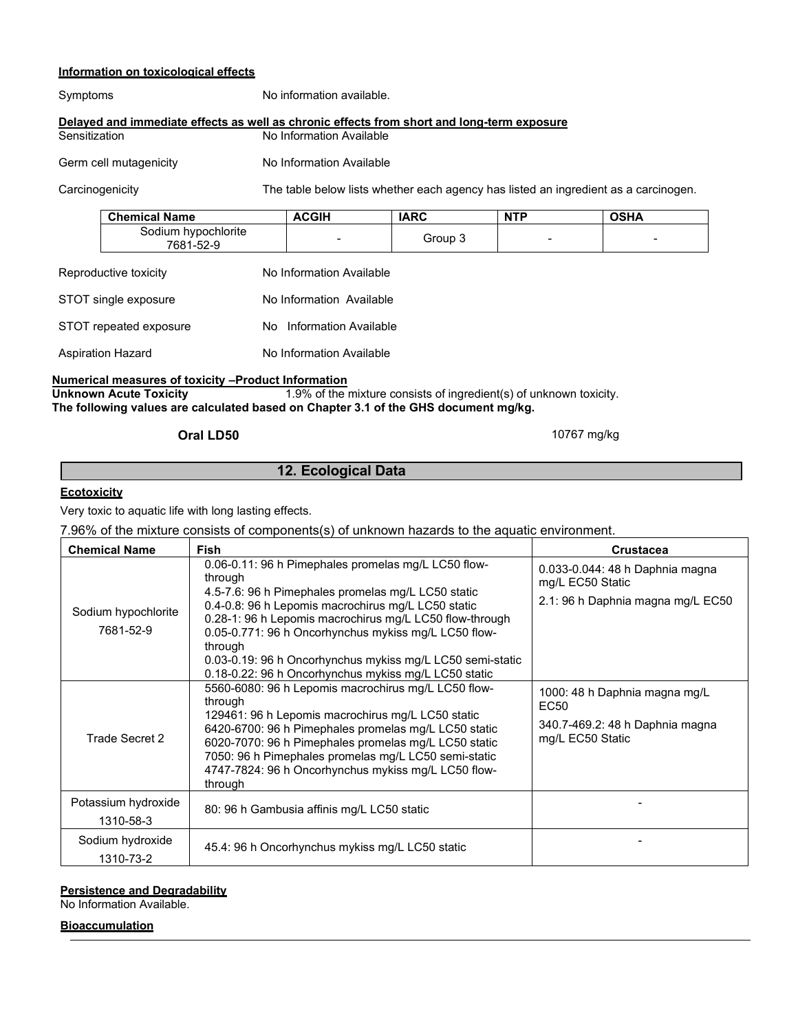**Information on toxicological effects**

Symptoms — No information available.

**Delayed and immediate effects as well as chronic effects from short and long-term exposure**

Sensitization — No Information Available

Germ cell mutagenicity — No Information Available

Carcinogenicity — The table below lists whether each agency has listed an ingredient as a carcinogen.

| Chemical Name | ACGIH | IARC | NTP | OSHA |
|---|---|---|---|---|
| Sodium hypochlorite 7681-52-9 | - | Group 3 | - | - |

Reproductive toxicity — No Information Available

STOT single exposure — No Information Available

STOT repeated exposure — No Information Available

Aspiration Hazard — No Information Available

**Numerical measures of toxicity –Product Information**

**Unknown Acute Toxicity** 1.9% of the mixture consists of ingredient(s) of unknown toxicity.

**The following values are calculated based on Chapter 3.1 of the GHS document mg/kg.**

**Oral LD50** 10767 mg/kg

## 12. Ecological Data

**Ecotoxicity**

Very toxic to aquatic life with long lasting effects.

7.96% of the mixture consists of components(s) of unknown hazards to the aquatic environment.

| Chemical Name | Fish | Crustacea |
|---|---|---|
| Sodium hypochlorite 7681-52-9 | 0.06-0.11: 96 h Pimephales promelas mg/L LC50 flow-through<br>4.5-7.6: 96 h Pimephales promelas mg/L LC50 static<br>0.4-0.8: 96 h Lepomis macrochirus mg/L LC50 static<br>0.28-1: 96 h Lepomis macrochirus mg/L LC50 flow-through<br>0.05-0.771: 96 h Oncorhynchus mykiss mg/L LC50 flow-through<br>0.03-0.19: 96 h Oncorhynchus mykiss mg/L LC50 semi-static<br>0.18-0.22: 96 h Oncorhynchus mykiss mg/L LC50 static | 0.033-0.044: 48 h Daphnia magna mg/L EC50 Static<br>2.1: 96 h Daphnia magna mg/L EC50 |
| Trade Secret 2 | 5560-6080: 96 h Lepomis macrochirus mg/L LC50 flow-through<br>129461: 96 h Lepomis macrochirus mg/L LC50 static<br>6420-6700: 96 h Pimephales promelas mg/L LC50 static<br>6020-7070: 96 h Pimephales promelas mg/L LC50 static<br>7050: 96 h Pimephales promelas mg/L LC50 semi-static<br>4747-7824: 96 h Oncorhynchus mykiss mg/L LC50 flow-through | 1000: 48 h Daphnia magna mg/L EC50<br>340.7-469.2: 48 h Daphnia magna mg/L EC50 Static |
| Potassium hydroxide 1310-58-3 | 80: 96 h Gambusia affinis mg/L LC50 static | - |
| Sodium hydroxide 1310-73-2 | 45.4: 96 h Oncorhynchus mykiss mg/L LC50 static | - |

**Persistence and Degradability**

No Information Available.

**Bioaccumulation**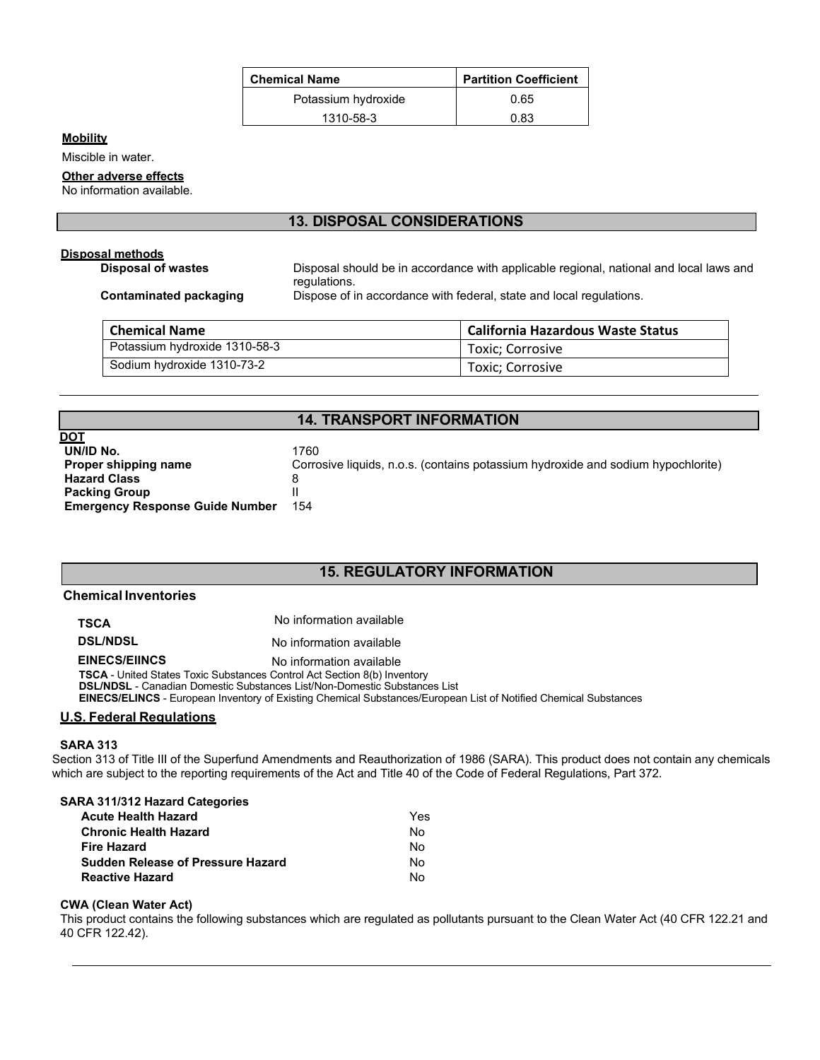| Chemical Name | Partition Coefficient |
|---|---|
| Potassium hydroxide | 0.65 |
| 1310-58-3 | 0.83 |

**Mobility**

Miscible in water.

**Other adverse effects**

No information available.

## 13. DISPOSAL CONSIDERATIONS

**Disposal methods**

**Disposal of wastes** Disposal should be in accordance with applicable regional, national and local laws and regulations.

**Contaminated packaging** Dispose of in accordance with federal, state and local regulations.

| Chemical Name | California Hazardous Waste Status |
|---|---|
| Potassium hydroxide 1310-58-3 | Toxic; Corrosive |
| Sodium hydroxide 1310-73-2 | Toxic; Corrosive |

## 14. TRANSPORT INFORMATION

**DOT**

**UN/ID No.** 1760

**Proper shipping name** Corrosive liquids, n.o.s. (contains potassium hydroxide and sodium hypochlorite)

**Hazard Class** 8

**Packing Group** II

**Emergency Response Guide Number** 154

## 15. REGULATORY INFORMATION

**Chemical Inventories**

**TSCA** No information available

**DSL/NDSL** No information available

**EINECS/EIINCS** No information available

**TSCA** - United States Toxic Substances Control Act Section 8(b) Inventory
**DSL/NDSL** - Canadian Domestic Substances List/Non-Domestic Substances List
**EINECS/ELINCS** - European Inventory of Existing Chemical Substances/European List of Notified Chemical Substances

**U.S. Federal Regulations**

**SARA 313**

Section 313 of Title III of the Superfund Amendments and Reauthorization of 1986 (SARA). This product does not contain any chemicals which are subject to the reporting requirements of the Act and Title 40 of the Code of Federal Regulations, Part 372.

**SARA 311/312 Hazard Categories**

| | |
|---|---|
| **Acute Health Hazard** | Yes |
| **Chronic Health Hazard** | No |
| **Fire Hazard** | No |
| **Sudden Release of Pressure Hazard** | No |
| **Reactive Hazard** | No |

**CWA (Clean Water Act)**

This product contains the following substances which are regulated as pollutants pursuant to the Clean Water Act (40 CFR 122.21 and 40 CFR 122.42).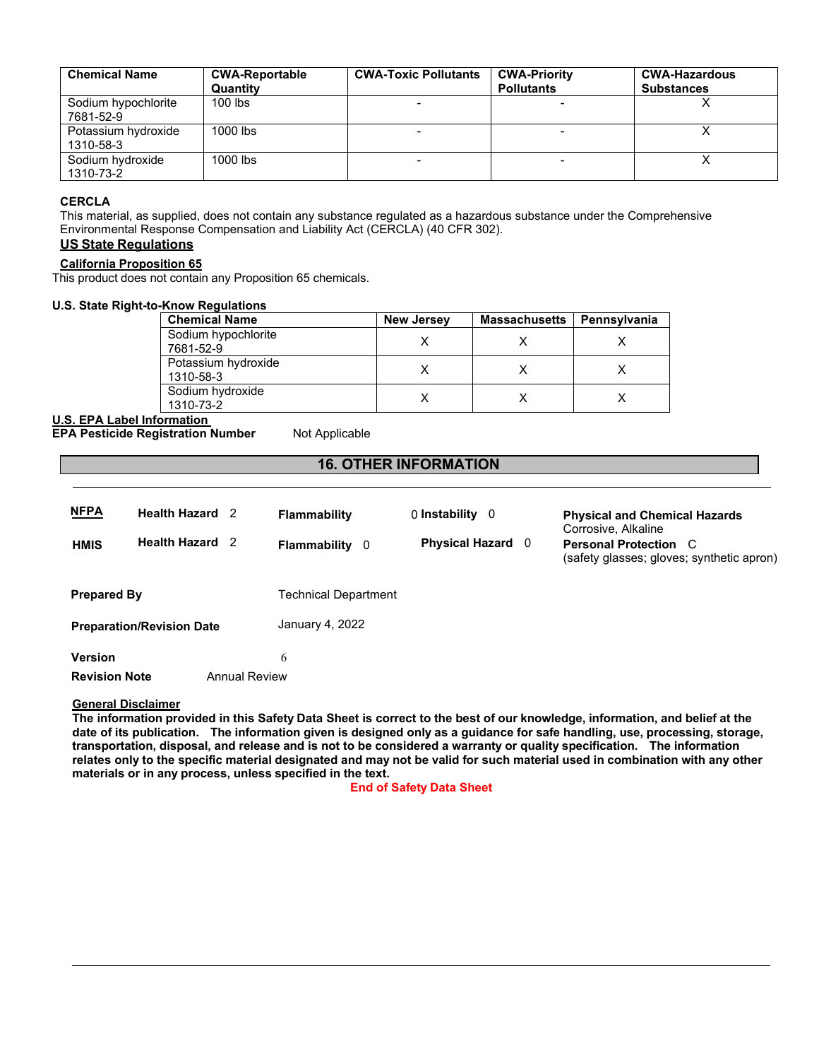| Chemical Name | CWA-Reportable Quantity | CWA-Toxic Pollutants | CWA-Priority Pollutants | CWA-Hazardous Substances |
|---|---|---|---|---|
| Sodium hypochlorite 7681-52-9 | 100 lbs | - | - | X |
| Potassium hydroxide 1310-58-3 | 1000 lbs | - | - | X |
| Sodium hydroxide 1310-73-2 | 1000 lbs | - | - | X |

**CERCLA**
This material, as supplied, does not contain any substance regulated as a hazardous substance under the Comprehensive Environmental Response Compensation and Liability Act (CERCLA) (40 CFR 302).

**US State Regulations**

**California Proposition 65**
This product does not contain any Proposition 65 chemicals.

**U.S. State Right-to-Know Regulations**

| Chemical Name | New Jersey | Massachusetts | Pennsylvania |
|---|---|---|---|
| Sodium hypochlorite 7681-52-9 | X | X | X |
| Potassium hydroxide 1310-58-3 | X | X | X |
| Sodium hydroxide 1310-73-2 | X | X | X |

**U.S. EPA Label Information**
**EPA Pesticide Registration Number** Not Applicable

## 16. OTHER INFORMATION

| | | | | |
|---|---|---|---|---|
| **NFPA** | **Health Hazard** 2 | **Flammability** 0 | **Instability** 0 | **Physical and Chemical Hazards** Corrosive, Alkaline |
| **HMIS** | **Health Hazard** 2 | **Flammability** 0 | **Physical Hazard** 0 | **Personal Protection** C (safety glasses; gloves; synthetic apron) |

**Prepared By** Technical Department

**Preparation/Revision Date** January 4, 2022

**Version** 6

**Revision Note** Annual Review

**General Disclaimer**
**The information provided in this Safety Data Sheet is correct to the best of our knowledge, information, and belief at the date of its publication. The information given is designed only as a guidance for safe handling, use, processing, storage, transportation, disposal, and release and is not to be considered a warranty or quality specification. The information relates only to the specific material designated and may not be valid for such material used in combination with any other materials or in any process, unless specified in the text.**

**End of Safety Data Sheet**